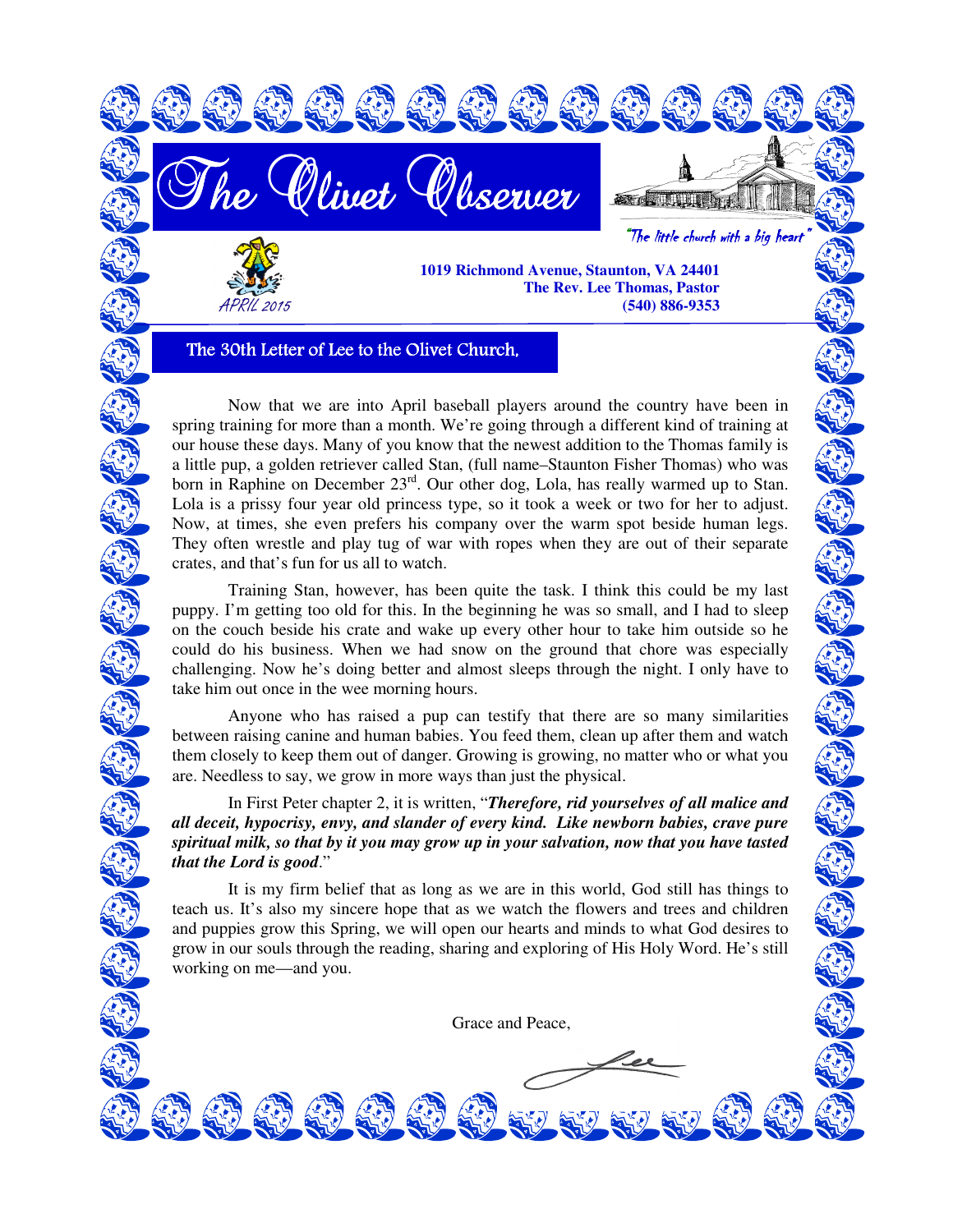# The Olivet Observer

"The little church with a big heart"

APRIL 2015

**1019 Richmond Avenue, Staunton, VA 24401**
**The Rev. Lee Thomas, Pastor**
**(540) 886-9353**

## The 30th Letter of Lee to the Olivet Church,

Now that we are into April baseball players around the country have been in spring training for more than a month. We're going through a different kind of training at our house these days. Many of you know that the newest addition to the Thomas family is a little pup, a golden retriever called Stan, (full name–Staunton Fisher Thomas) who was born in Raphine on December 23rd. Our other dog, Lola, has really warmed up to Stan. Lola is a prissy four year old princess type, so it took a week or two for her to adjust. Now, at times, she even prefers his company over the warm spot beside human legs. They often wrestle and play tug of war with ropes when they are out of their separate crates, and that's fun for us all to watch.

Training Stan, however, has been quite the task. I think this could be my last puppy. I'm getting too old for this. In the beginning he was so small, and I had to sleep on the couch beside his crate and wake up every other hour to take him outside so he could do his business. When we had snow on the ground that chore was especially challenging. Now he's doing better and almost sleeps through the night. I only have to take him out once in the wee morning hours.

Anyone who has raised a pup can testify that there are so many similarities between raising canine and human babies. You feed them, clean up after them and watch them closely to keep them out of danger. Growing is growing, no matter who or what you are. Needless to say, we grow in more ways than just the physical.

In First Peter chapter 2, it is written, "***Therefore, rid yourselves of all malice and all deceit, hypocrisy, envy, and slander of every kind. Like newborn babies, crave pure spiritual milk, so that by it you may grow up in your salvation, now that you have tasted that the Lord is good***."

It is my firm belief that as long as we are in this world, God still has things to teach us. It's also my sincere hope that as we watch the flowers and trees and children and puppies grow this Spring, we will open our hearts and minds to what God desires to grow in our souls through the reading, sharing and exploring of His Holy Word. He's still working on me—and you.

Grace and Peace,

Lee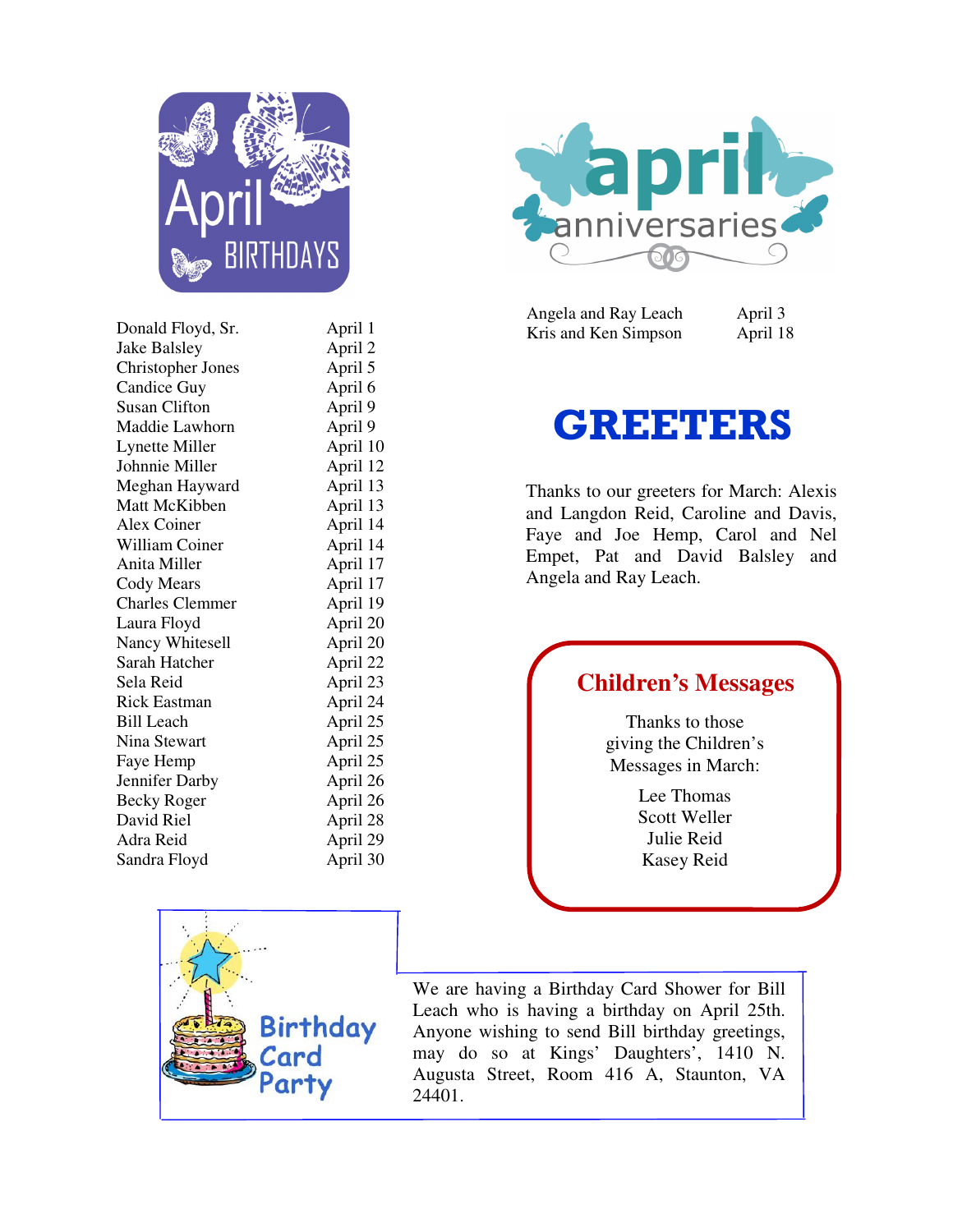## April Birthdays

| | |
|---|---|
| Donald Floyd, Sr. | April 1 |
| Jake Balsley | April 2 |
| Christopher Jones | April 5 |
| Candice Guy | April 6 |
| Susan Clifton | April 9 |
| Maddie Lawhorn | April 9 |
| Lynette Miller | April 10 |
| Johnnie Miller | April 12 |
| Meghan Hayward | April 13 |
| Matt McKibben | April 13 |
| Alex Coiner | April 14 |
| William Coiner | April 14 |
| Anita Miller | April 17 |
| Cody Mears | April 17 |
| Charles Clemmer | April 19 |
| Laura Floyd | April 20 |
| Nancy Whitesell | April 20 |
| Sarah Hatcher | April 22 |
| Sela Reid | April 23 |
| Rick Eastman | April 24 |
| Bill Leach | April 25 |
| Nina Stewart | April 25 |
| Faye Hemp | April 25 |
| Jennifer Darby | April 26 |
| Becky Roger | April 26 |
| David Riel | April 28 |
| Adra Reid | April 29 |
| Sandra Floyd | April 30 |

## April Anniversaries

| | |
|---|---|
| Angela and Ray Leach | April 3 |
| Kris and Ken Simpson | April 18 |

# GREETERS

Thanks to our greeters for March: Alexis and Langdon Reid, Caroline and Davis, Faye and Joe Hemp, Carol and Nel Empet, Pat and David Balsley and Angela and Ray Leach.

## Children's Messages

Thanks to those giving the Children's Messages in March:

Lee Thomas
Scott Weller
Julie Reid
Kasey Reid

## Birthday Card Party

We are having a Birthday Card Shower for Bill Leach who is having a birthday on April 25th. Anyone wishing to send Bill birthday greetings, may do so at Kings' Daughters', 1410 N. Augusta Street, Room 416 A, Staunton, VA 24401.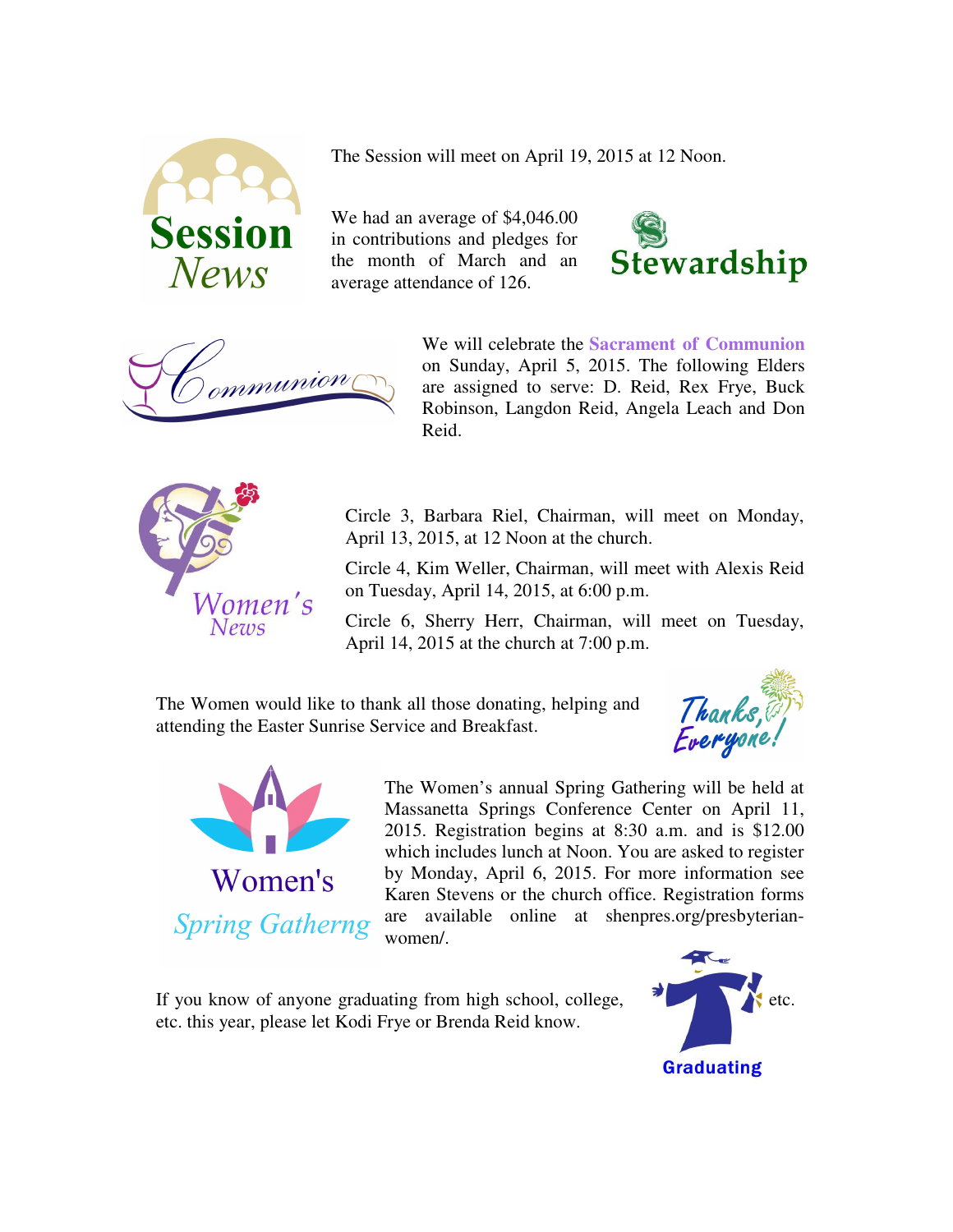## Session News

The Session will meet on April 19, 2015 at 12 Noon.

### Stewardship

We had an average of $4,046.00 in contributions and pledges for the month of March and an average attendance of 126.

### Communion

We will celebrate the **Sacrament of Communion** on Sunday, April 5, 2015. The following Elders are assigned to serve: D. Reid, Rex Frye, Buck Robinson, Langdon Reid, Angela Leach and Don Reid.

## Women's News

Circle 3, Barbara Riel, Chairman, will meet on Monday, April 13, 2015, at 12 Noon at the church.

Circle 4, Kim Weller, Chairman, will meet with Alexis Reid on Tuesday, April 14, 2015, at 6:00 p.m.

Circle 6, Sherry Herr, Chairman, will meet on Tuesday, April 14, 2015 at the church at 7:00 p.m.

### Thanks, Everyone!

The Women would like to thank all those donating, helping and attending the Easter Sunrise Service and Breakfast.

### Women's Spring Gatherng

The Women's annual Spring Gathering will be held at Massanetta Springs Conference Center on April 11, 2015. Registration begins at 8:30 a.m. and is $12.00 which includes lunch at Noon. You are asked to register by Monday, April 6, 2015. For more information see Karen Stevens or the church office. Registration forms are available online at shenpres.org/presbyterian-women/.

### Graduating

If you know of anyone graduating from high school, college, etc. this year, please let Kodi Frye or Brenda Reid know.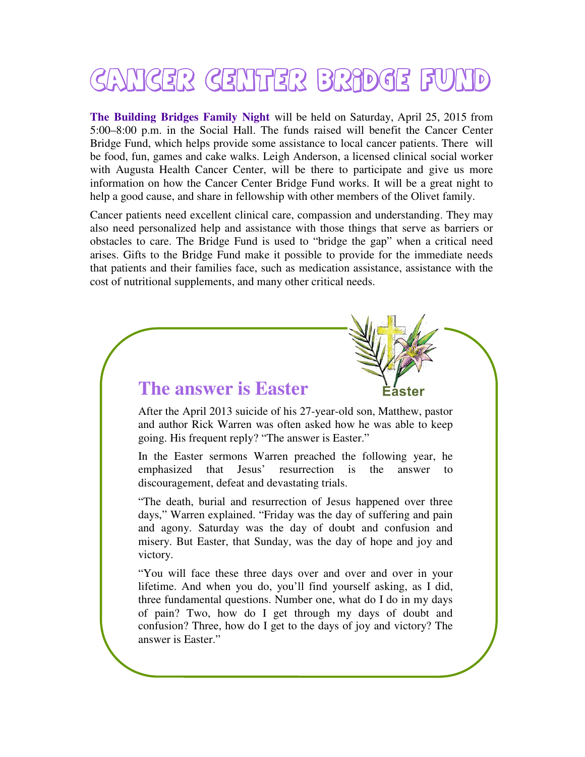# Cancer Center Bridge Fund

**The Building Bridges Family Night** will be held on Saturday, April 25, 2015 from 5:00–8:00 p.m. in the Social Hall. The funds raised will benefit the Cancer Center Bridge Fund, which helps provide some assistance to local cancer patients. There will be food, fun, games and cake walks. Leigh Anderson, a licensed clinical social worker with Augusta Health Cancer Center, will be there to participate and give us more information on how the Cancer Center Bridge Fund works. It will be a great night to help a good cause, and share in fellowship with other members of the Olivet family.

Cancer patients need excellent clinical care, compassion and understanding. They may also need personalized help and assistance with those things that serve as barriers or obstacles to care. The Bridge Fund is used to "bridge the gap" when a critical need arises. Gifts to the Bridge Fund make it possible to provide for the immediate needs that patients and their families face, such as medication assistance, assistance with the cost of nutritional supplements, and many other critical needs.

Easter

## The answer is Easter

After the April 2013 suicide of his 27-year-old son, Matthew, pastor and author Rick Warren was often asked how he was able to keep going. His frequent reply? "The answer is Easter."

In the Easter sermons Warren preached the following year, he emphasized that Jesus' resurrection is the answer to discouragement, defeat and devastating trials.

"The death, burial and resurrection of Jesus happened over three days," Warren explained. "Friday was the day of suffering and pain and agony. Saturday was the day of doubt and confusion and misery. But Easter, that Sunday, was the day of hope and joy and victory.

"You will face these three days over and over and over in your lifetime. And when you do, you'll find yourself asking, as I did, three fundamental questions. Number one, what do I do in my days of pain? Two, how do I get through my days of doubt and confusion? Three, how do I get to the days of joy and victory? The answer is Easter."